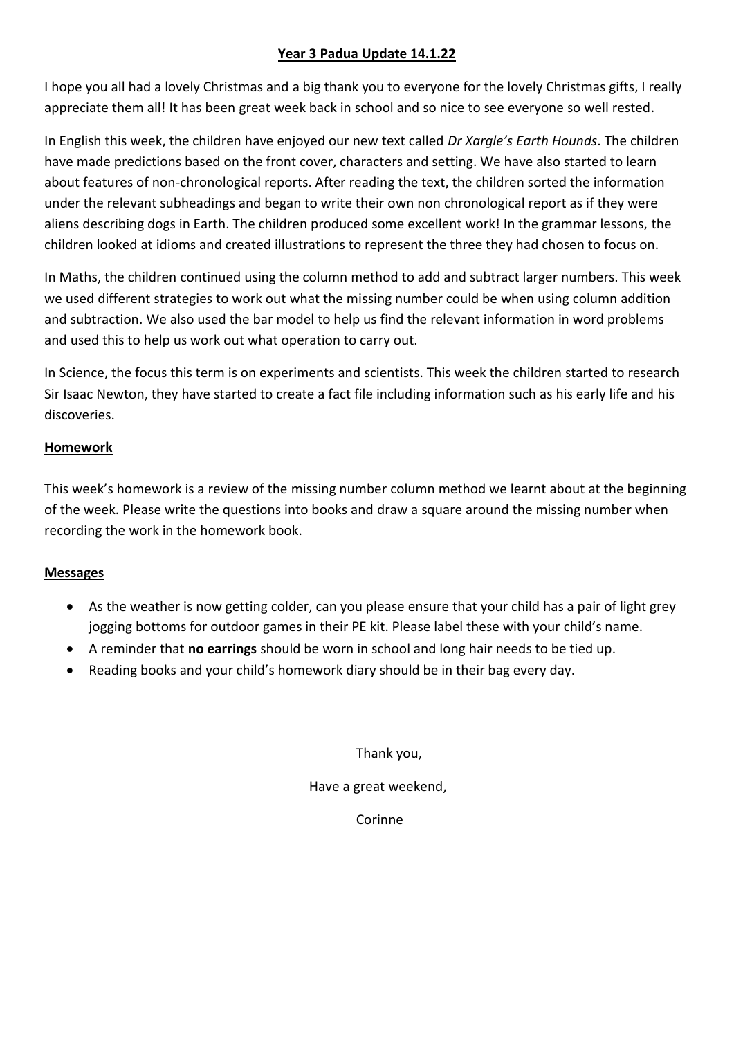# **Year 3 Padua Update 14.1.22**

I hope you all had a lovely Christmas and a big thank you to everyone for the lovely Christmas gifts, I really appreciate them all! It has been great week back in school and so nice to see everyone so well rested.

In English this week, the children have enjoyed our new text called *Dr Xargle's Earth Hounds*. The children have made predictions based on the front cover, characters and setting. We have also started to learn about features of non-chronological reports. After reading the text, the children sorted the information under the relevant subheadings and began to write their own non chronological report as if they were aliens describing dogs in Earth. The children produced some excellent work! In the grammar lessons, the children looked at idioms and created illustrations to represent the three they had chosen to focus on.

In Maths, the children continued using the column method to add and subtract larger numbers. This week we used different strategies to work out what the missing number could be when using column addition and subtraction. We also used the bar model to help us find the relevant information in word problems and used this to help us work out what operation to carry out.

In Science, the focus this term is on experiments and scientists. This week the children started to research Sir Isaac Newton, they have started to create a fact file including information such as his early life and his discoveries.

## **Homework**

This week's homework is a review of the missing number column method we learnt about at the beginning of the week. Please write the questions into books and draw a square around the missing number when recording the work in the homework book.

## **Messages**

- As the weather is now getting colder, can you please ensure that your child has a pair of light grey jogging bottoms for outdoor games in their PE kit. Please label these with your child's name.
- A reminder that **no earrings** should be worn in school and long hair needs to be tied up.
- Reading books and your child's homework diary should be in their bag every day.

Thank you,

Have a great weekend,

Corinne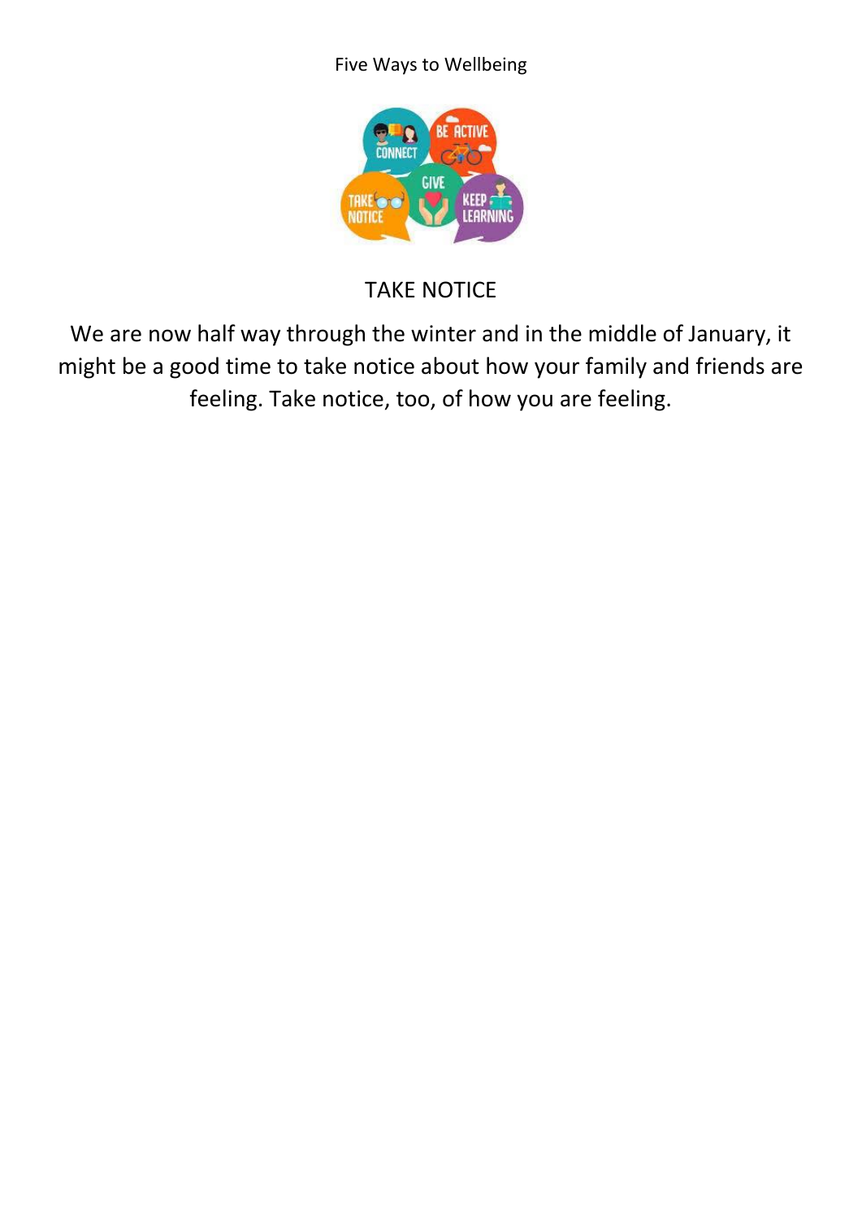Five Ways to Wellbeing

## TAKE NOTICE

We are now half way through the winter and in the middle of January, it might be a good time to take notice about how your family and friends are feeling. Take notice, too, of how you are feeling.